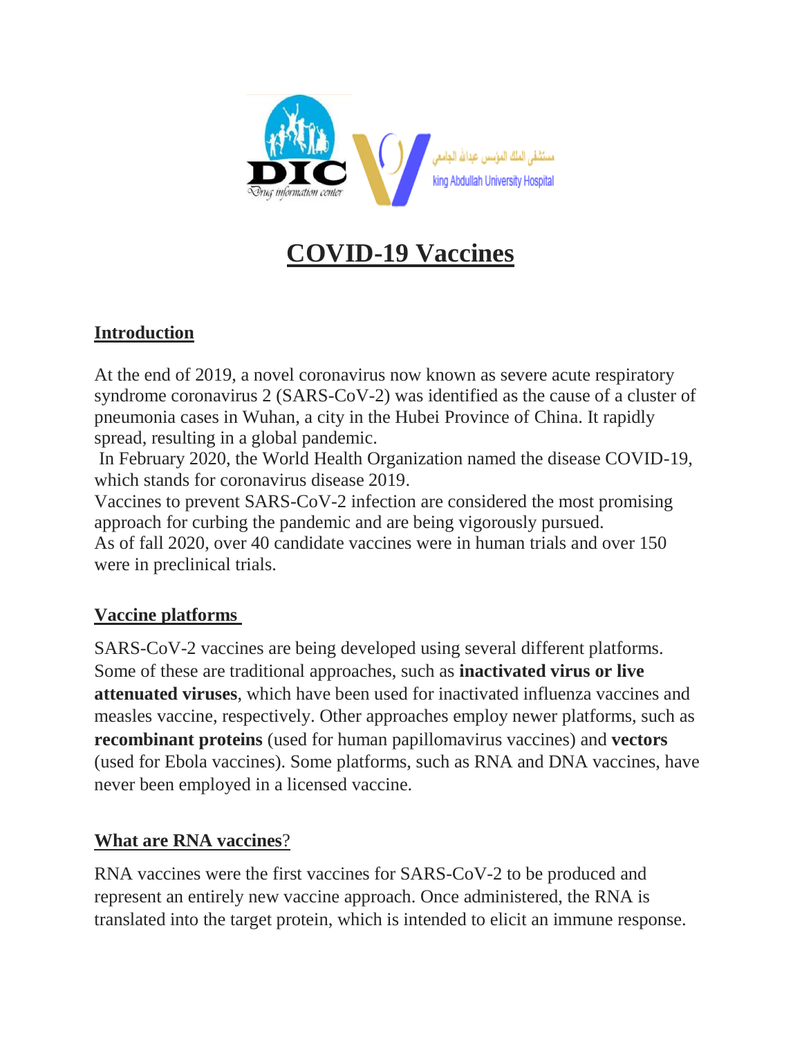# COVID-19 Vaccines

## Introduction

At the end of 2019, a novel coronavirus now known as severe acute respiratory syndrome coronavirus 2 (SARS-CoV-2) was identified as the cause of a cluster of pneumonia cases in Wuhan, a city in the Hubei Province of China. It rapidly spread, resulting in a global pandemic.

In February 2020, the World Health Organization named the disease COVID-19, which stands for coronavirus disease 2019.

Vaccines to prevent SARS-CoV-2 infection are considered the most promising approach for curbing the pandemic and are being vigorously pursued.

As of fall 2020, over 40 candidate vaccines were in human trials and over 150 were in preclinical trials.

## Vaccine platforms

SARS-CoV-2 vaccines are being developed using several different platforms. Some of these are traditional approaches, such as **inactivated virus or live attenuated viruses**, which have been used for inactivated influenza vaccines and measles vaccine, respectively. Other approaches employ newer platforms, such as **recombinant proteins** (used for human papillomavirus vaccines) and **vectors** (used for Ebola vaccines). Some platforms, such as RNA and DNA vaccines, have never been employed in a licensed vaccine.

## What are RNA vaccines?

RNA vaccines were the first vaccines for SARS-CoV-2 to be produced and represent an entirely new vaccine approach. Once administered, the RNA is translated into the target protein, which is intended to elicit an immune response.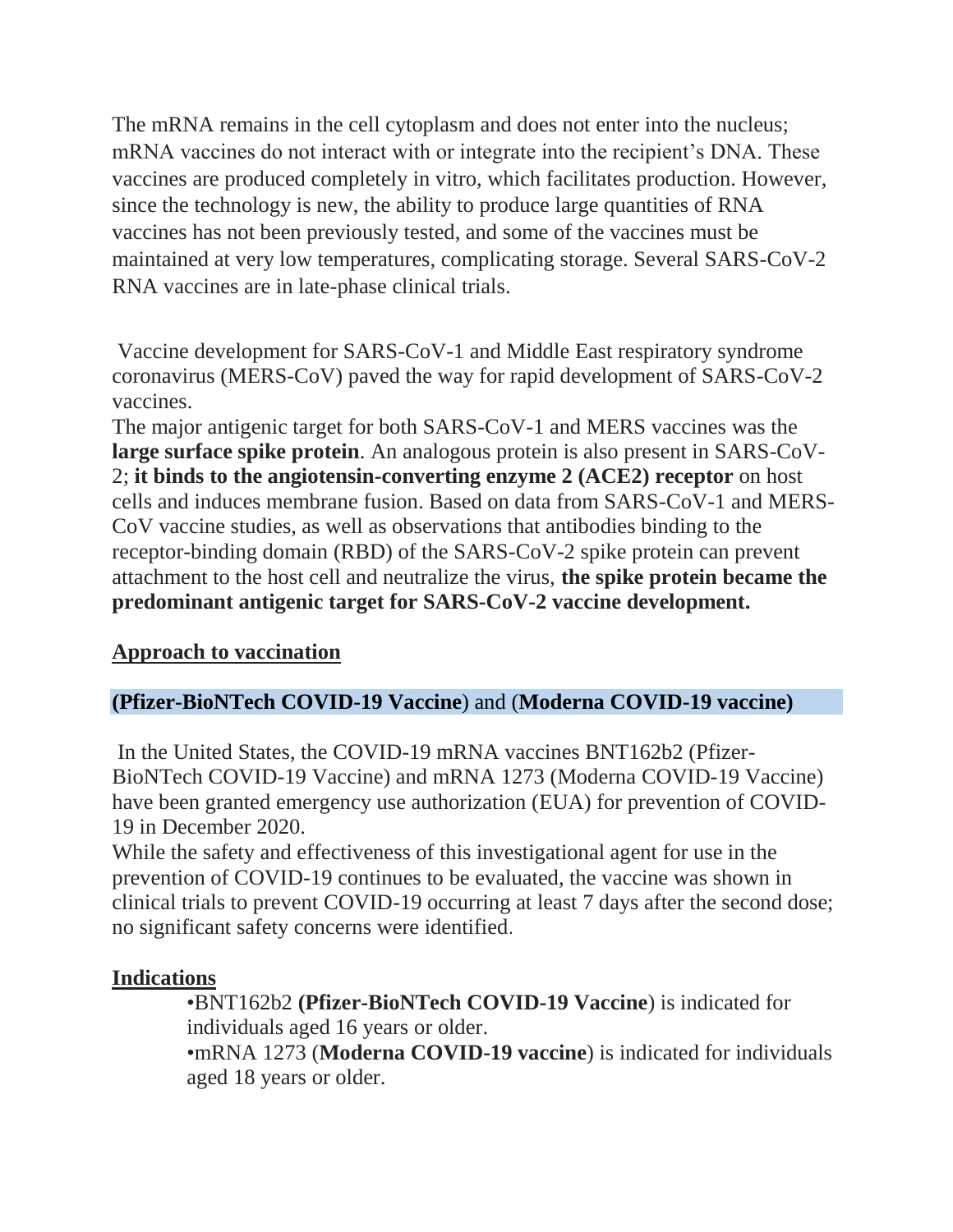The mRNA remains in the cell cytoplasm and does not enter into the nucleus; mRNA vaccines do not interact with or integrate into the recipient's DNA. These vaccines are produced completely in vitro, which facilitates production. However, since the technology is new, the ability to produce large quantities of RNA vaccines has not been previously tested, and some of the vaccines must be maintained at very low temperatures, complicating storage. Several SARS-CoV-2 RNA vaccines are in late-phase clinical trials.

Vaccine development for SARS-CoV-1 and Middle East respiratory syndrome coronavirus (MERS-CoV) paved the way for rapid development of SARS-CoV-2 vaccines.

The major antigenic target for both SARS-CoV-1 and MERS vaccines was the **large surface spike protein**. An analogous protein is also present in SARS-CoV-2; **it binds to the angiotensin-converting enzyme 2 (ACE2) receptor** on host cells and induces membrane fusion. Based on data from SARS-CoV-1 and MERS-CoV vaccine studies, as well as observations that antibodies binding to the receptor-binding domain (RBD) of the SARS-CoV-2 spike protein can prevent attachment to the host cell and neutralize the virus, **the spike protein became the predominant antigenic target for SARS-CoV-2 vaccine development.**

## Approach to vaccination

### (Pfizer-BioNTech COVID-19 Vaccine) and (Moderna COVID-19 vaccine)

In the United States, the COVID-19 mRNA vaccines BNT162b2 (Pfizer-BioNTech COVID-19 Vaccine) and mRNA 1273 (Moderna COVID-19 Vaccine) have been granted emergency use authorization (EUA) for prevention of COVID-19 in December 2020.

While the safety and effectiveness of this investigational agent for use in the prevention of COVID-19 continues to be evaluated, the vaccine was shown in clinical trials to prevent COVID-19 occurring at least 7 days after the second dose; no significant safety concerns were identified.

## Indications

- BNT162b2 **(Pfizer-BioNTech COVID-19 Vaccine**) is indicated for individuals aged 16 years or older.
- mRNA 1273 (**Moderna COVID-19 vaccine**) is indicated for individuals aged 18 years or older.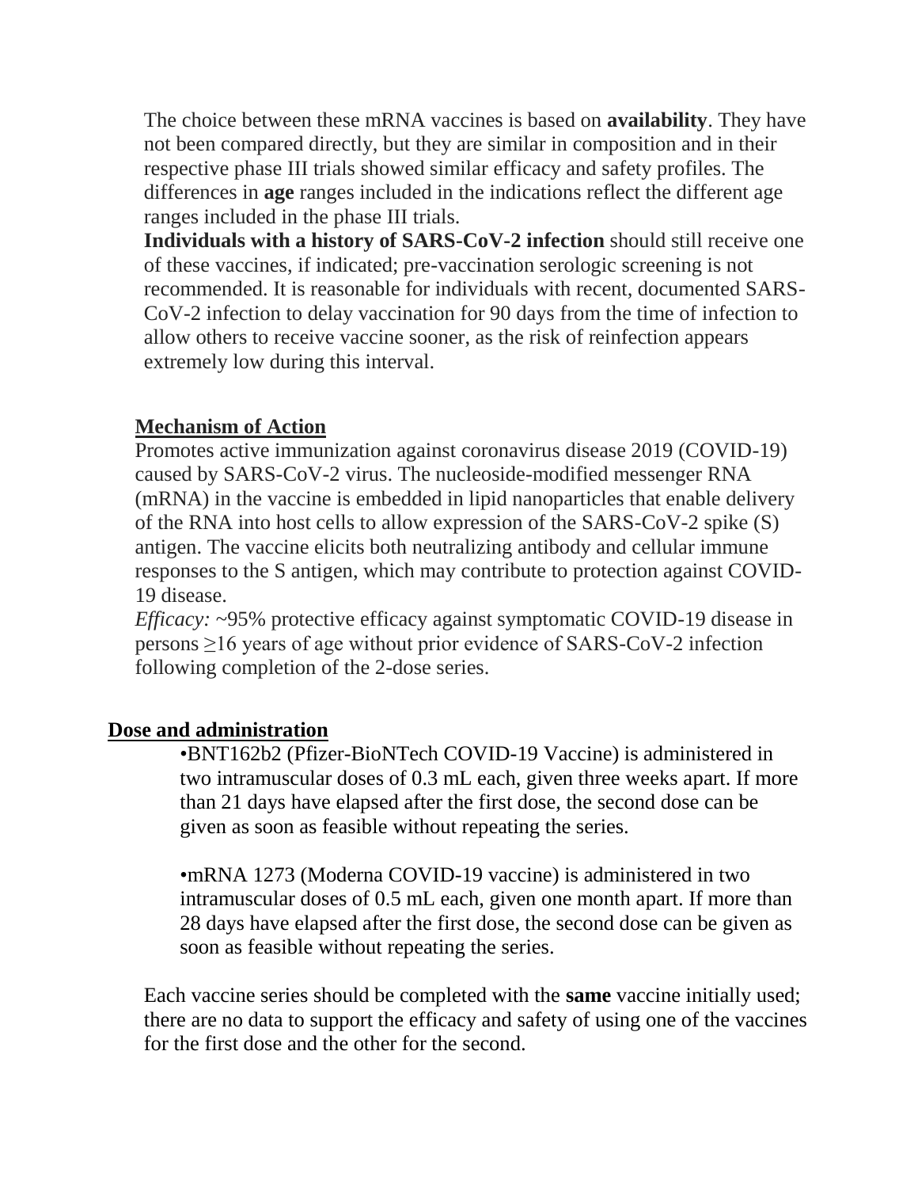The choice between these mRNA vaccines is based on **availability**. They have not been compared directly, but they are similar in composition and in their respective phase III trials showed similar efficacy and safety profiles. The differences in **age** ranges included in the indications reflect the different age ranges included in the phase III trials.

**Individuals with a history of SARS-CoV-2 infection** should still receive one of these vaccines, if indicated; pre-vaccination serologic screening is not recommended. It is reasonable for individuals with recent, documented SARS-CoV-2 infection to delay vaccination for 90 days from the time of infection to allow others to receive vaccine sooner, as the risk of reinfection appears extremely low during this interval.

## Mechanism of Action

Promotes active immunization against coronavirus disease 2019 (COVID-19) caused by SARS-CoV-2 virus. The nucleoside-modified messenger RNA (mRNA) in the vaccine is embedded in lipid nanoparticles that enable delivery of the RNA into host cells to allow expression of the SARS-CoV-2 spike (S) antigen. The vaccine elicits both neutralizing antibody and cellular immune responses to the S antigen, which may contribute to protection against COVID-19 disease.

*Efficacy:* ~95% protective efficacy against symptomatic COVID-19 disease in persons ≥16 years of age without prior evidence of SARS-CoV-2 infection following completion of the 2-dose series.

## Dose and administration

- BNT162b2 (Pfizer-BioNTech COVID-19 Vaccine) is administered in two intramuscular doses of 0.3 mL each, given three weeks apart. If more than 21 days have elapsed after the first dose, the second dose can be given as soon as feasible without repeating the series.

- mRNA 1273 (Moderna COVID-19 vaccine) is administered in two intramuscular doses of 0.5 mL each, given one month apart. If more than 28 days have elapsed after the first dose, the second dose can be given as soon as feasible without repeating the series.

Each vaccine series should be completed with the **same** vaccine initially used; there are no data to support the efficacy and safety of using one of the vaccines for the first dose and the other for the second.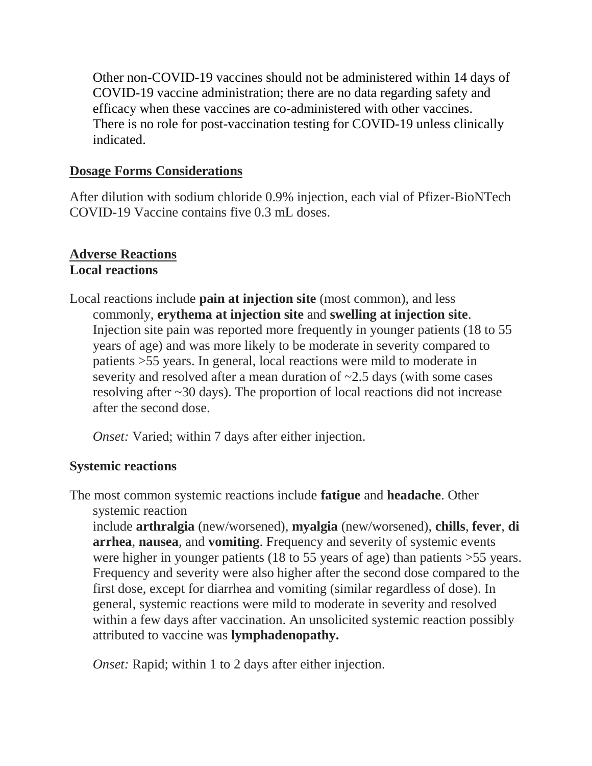Other non-COVID-19 vaccines should not be administered within 14 days of COVID-19 vaccine administration; there are no data regarding safety and efficacy when these vaccines are co-administered with other vaccines. There is no role for post-vaccination testing for COVID-19 unless clinically indicated.

## Dosage Forms Considerations

After dilution with sodium chloride 0.9% injection, each vial of Pfizer-BioNTech COVID-19 Vaccine contains five 0.3 mL doses.

## Adverse Reactions

### Local reactions

Local reactions include **pain at injection site** (most common), and less commonly, **erythema at injection site** and **swelling at injection site**. Injection site pain was reported more frequently in younger patients (18 to 55 years of age) and was more likely to be moderate in severity compared to patients >55 years. In general, local reactions were mild to moderate in severity and resolved after a mean duration of ~2.5 days (with some cases resolving after ~30 days). The proportion of local reactions did not increase after the second dose.

*Onset:* Varied; within 7 days after either injection.

### Systemic reactions

The most common systemic reactions include **fatigue** and **headache**. Other systemic reaction include **arthralgia** (new/worsened), **myalgia** (new/worsened), **chills**, **fever**, **diarrhea**, **nausea**, and **vomiting**. Frequency and severity of systemic events were higher in younger patients (18 to 55 years of age) than patients >55 years. Frequency and severity were also higher after the second dose compared to the first dose, except for diarrhea and vomiting (similar regardless of dose). In general, systemic reactions were mild to moderate in severity and resolved within a few days after vaccination. An unsolicited systemic reaction possibly attributed to vaccine was **lymphadenopathy.**

*Onset:* Rapid; within 1 to 2 days after either injection.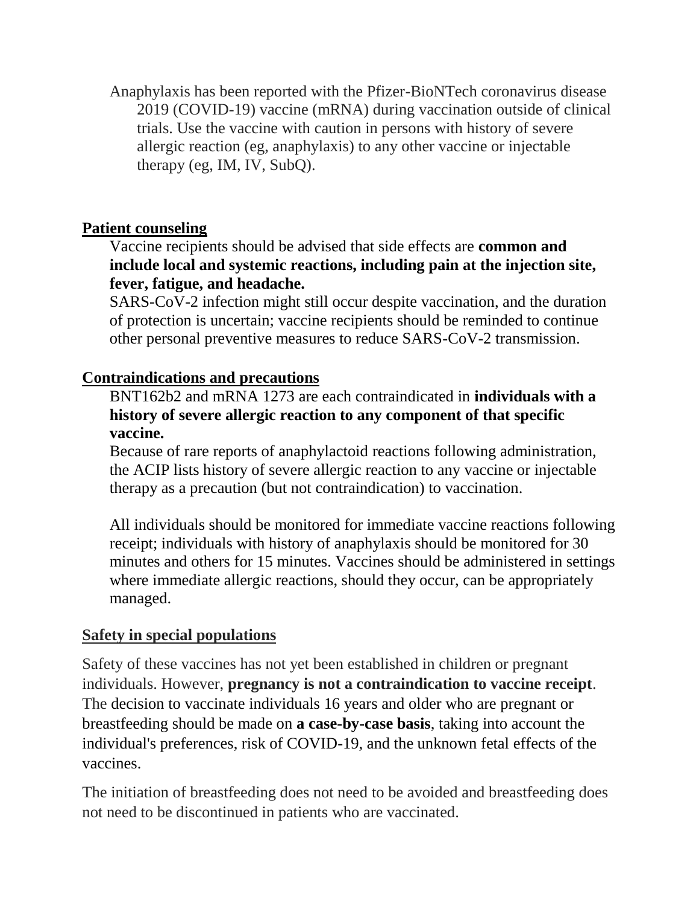Anaphylaxis has been reported with the Pfizer-BioNTech coronavirus disease 2019 (COVID-19) vaccine (mRNA) during vaccination outside of clinical trials. Use the vaccine with caution in persons with history of severe allergic reaction (eg, anaphylaxis) to any other vaccine or injectable therapy (eg, IM, IV, SubQ).

## Patient counseling

Vaccine recipients should be advised that side effects are **common and include local and systemic reactions, including pain at the injection site, fever, fatigue, and headache.**

SARS-CoV-2 infection might still occur despite vaccination, and the duration of protection is uncertain; vaccine recipients should be reminded to continue other personal preventive measures to reduce SARS-CoV-2 transmission.

## Contraindications and precautions

BNT162b2 and mRNA 1273 are each contraindicated in **individuals with a history of severe allergic reaction to any component of that specific vaccine.**

Because of rare reports of anaphylactoid reactions following administration, the ACIP lists history of severe allergic reaction to any vaccine or injectable therapy as a precaution (but not contraindication) to vaccination.

All individuals should be monitored for immediate vaccine reactions following receipt; individuals with history of anaphylaxis should be monitored for 30 minutes and others for 15 minutes. Vaccines should be administered in settings where immediate allergic reactions, should they occur, can be appropriately managed.

## Safety in special populations

Safety of these vaccines has not yet been established in children or pregnant individuals. However, **pregnancy is not a contraindication to vaccine receipt**. The decision to vaccinate individuals 16 years and older who are pregnant or breastfeeding should be made on **a case-by-case basis**, taking into account the individual's preferences, risk of COVID-19, and the unknown fetal effects of the vaccines.

The initiation of breastfeeding does not need to be avoided and breastfeeding does not need to be discontinued in patients who are vaccinated.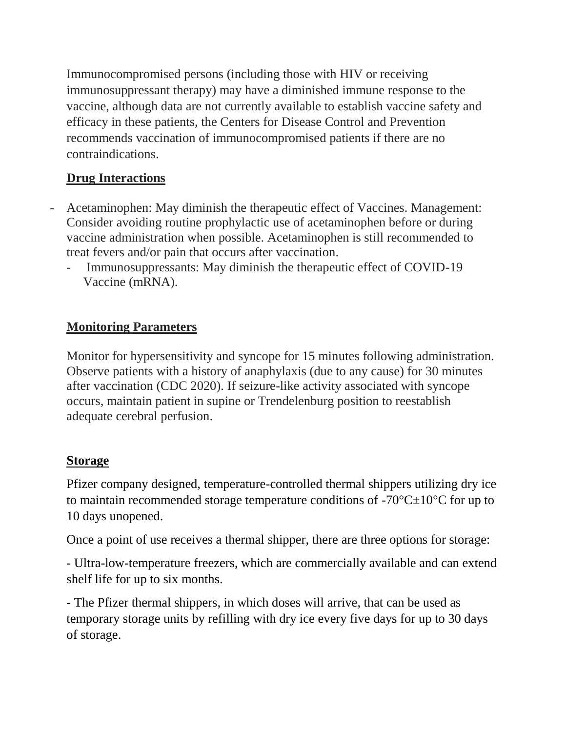Immunocompromised persons (including those with HIV or receiving immunosuppressant therapy) may have a diminished immune response to the vaccine, although data are not currently available to establish vaccine safety and efficacy in these patients, the Centers for Disease Control and Prevention recommends vaccination of immunocompromised patients if there are no contraindications.

## Drug Interactions

- Acetaminophen: May diminish the therapeutic effect of Vaccines. Management: Consider avoiding routine prophylactic use of acetaminophen before or during vaccine administration when possible. Acetaminophen is still recommended to treat fevers and/or pain that occurs after vaccination.
  - Immunosuppressants: May diminish the therapeutic effect of COVID-19 Vaccine (mRNA).

## Monitoring Parameters

Monitor for hypersensitivity and syncope for 15 minutes following administration. Observe patients with a history of anaphylaxis (due to any cause) for 30 minutes after vaccination (CDC 2020). If seizure-like activity associated with syncope occurs, maintain patient in supine or Trendelenburg position to reestablish adequate cerebral perfusion.

## Storage

Pfizer company designed, temperature-controlled thermal shippers utilizing dry ice to maintain recommended storage temperature conditions of -70°C±10°C for up to 10 days unopened.

Once a point of use receives a thermal shipper, there are three options for storage:

- Ultra-low-temperature freezers, which are commercially available and can extend shelf life for up to six months.

- The Pfizer thermal shippers, in which doses will arrive, that can be used as temporary storage units by refilling with dry ice every five days for up to 30 days of storage.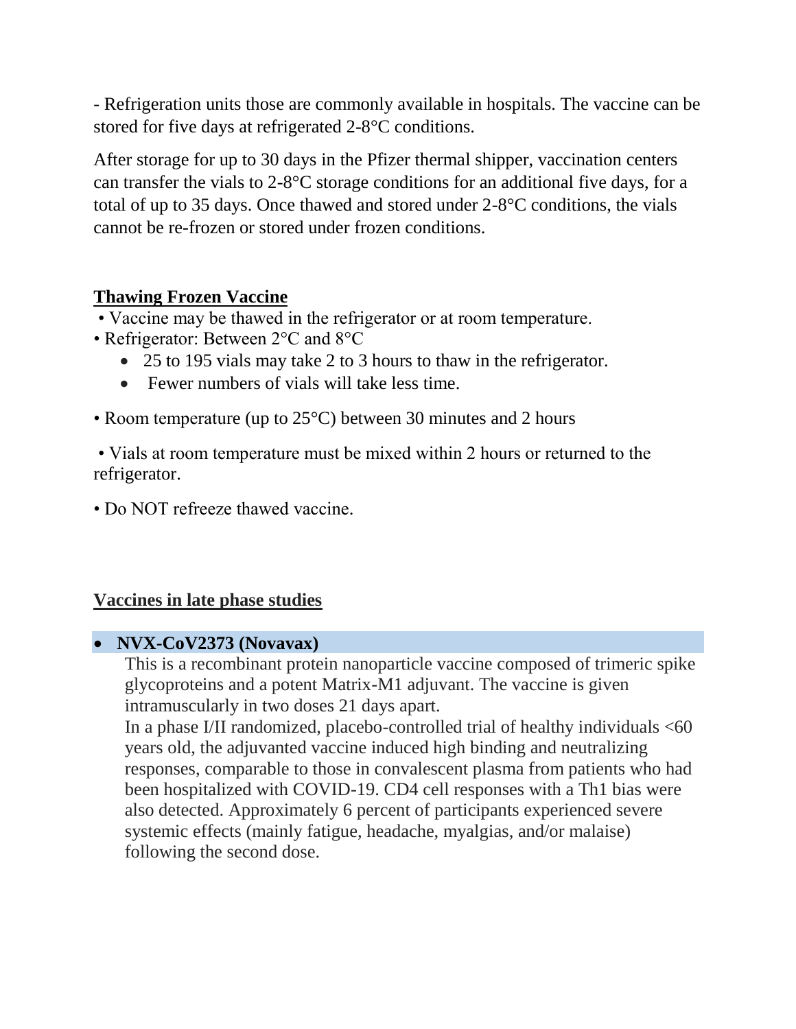- Refrigeration units those are commonly available in hospitals. The vaccine can be stored for five days at refrigerated 2-8°C conditions.

After storage for up to 30 days in the Pfizer thermal shipper, vaccination centers can transfer the vials to 2-8°C storage conditions for an additional five days, for a total of up to 35 days. Once thawed and stored under 2-8°C conditions, the vials cannot be re-frozen or stored under frozen conditions.

## Thawing Frozen Vaccine

• Vaccine may be thawed in the refrigerator or at room temperature.

• Refrigerator: Between 2°C and 8°C

- 25 to 195 vials may take 2 to 3 hours to thaw in the refrigerator.
- Fewer numbers of vials will take less time.

• Room temperature (up to 25°C) between 30 minutes and 2 hours

• Vials at room temperature must be mixed within 2 hours or returned to the refrigerator.

• Do NOT refreeze thawed vaccine.

## Vaccines in late phase studies

- **NVX-CoV2373 (Novavax)**

  This is a recombinant protein nanoparticle vaccine composed of trimeric spike glycoproteins and a potent Matrix-M1 adjuvant. The vaccine is given intramuscularly in two doses 21 days apart.

  In a phase I/II randomized, placebo-controlled trial of healthy individuals <60 years old, the adjuvanted vaccine induced high binding and neutralizing responses, comparable to those in convalescent plasma from patients who had been hospitalized with COVID-19. CD4 cell responses with a Th1 bias were also detected. Approximately 6 percent of participants experienced severe systemic effects (mainly fatigue, headache, myalgias, and/or malaise) following the second dose.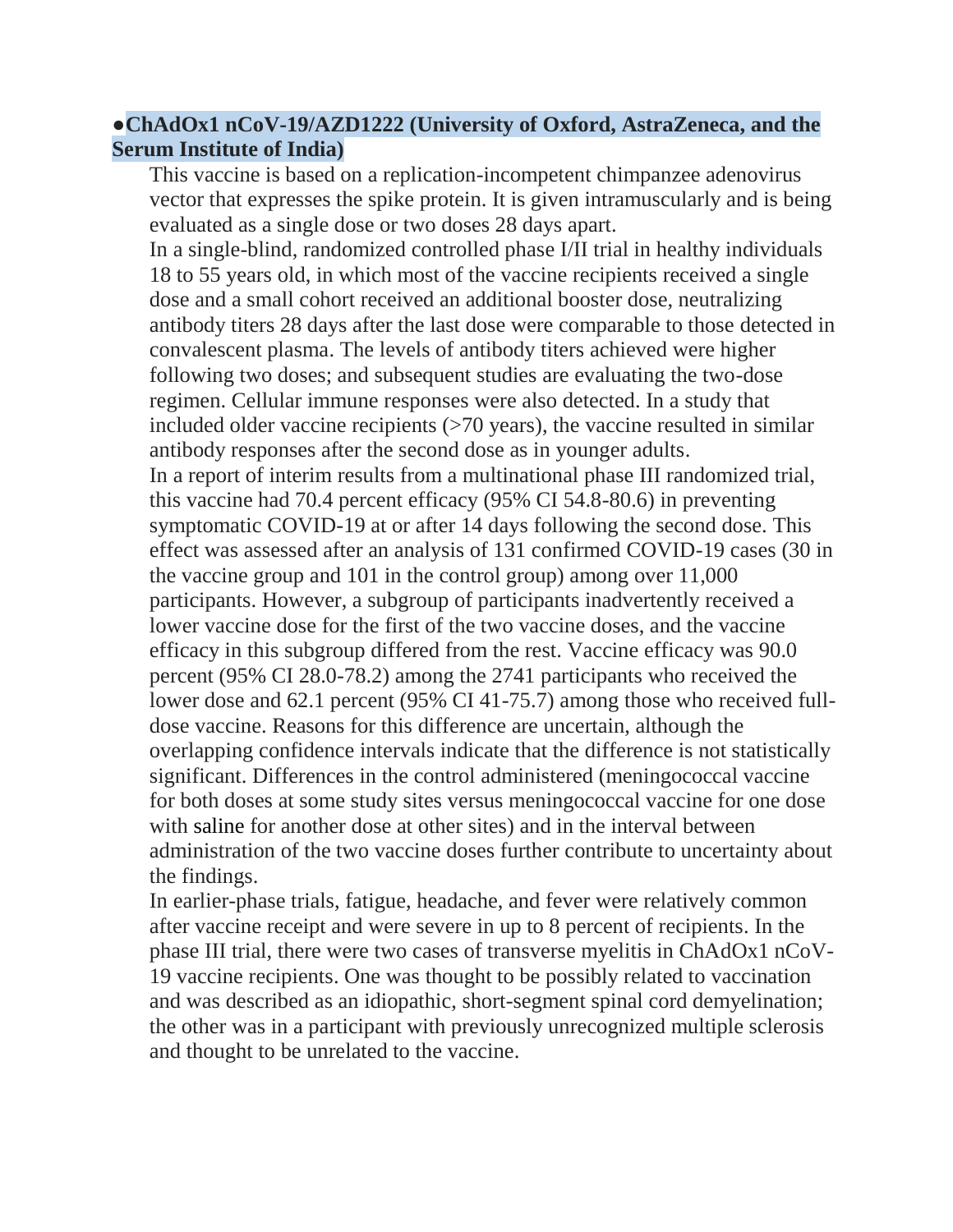- **ChAdOx1 nCoV-19/AZD1222 (University of Oxford, AstraZeneca, and the Serum Institute of India)**

  This vaccine is based on a replication-incompetent chimpanzee adenovirus vector that expresses the spike protein. It is given intramuscularly and is being evaluated as a single dose or two doses 28 days apart.

  In a single-blind, randomized controlled phase I/II trial in healthy individuals 18 to 55 years old, in which most of the vaccine recipients received a single dose and a small cohort received an additional booster dose, neutralizing antibody titers 28 days after the last dose were comparable to those detected in convalescent plasma. The levels of antibody titers achieved were higher following two doses; and subsequent studies are evaluating the two-dose regimen. Cellular immune responses were also detected. In a study that included older vaccine recipients (>70 years), the vaccine resulted in similar antibody responses after the second dose as in younger adults.

  In a report of interim results from a multinational phase III randomized trial, this vaccine had 70.4 percent efficacy (95% CI 54.8-80.6) in preventing symptomatic COVID-19 at or after 14 days following the second dose. This effect was assessed after an analysis of 131 confirmed COVID-19 cases (30 in the vaccine group and 101 in the control group) among over 11,000 participants. However, a subgroup of participants inadvertently received a lower vaccine dose for the first of the two vaccine doses, and the vaccine efficacy in this subgroup differed from the rest. Vaccine efficacy was 90.0 percent (95% CI 28.0-78.2) among the 2741 participants who received the lower dose and 62.1 percent (95% CI 41-75.7) among those who received full-dose vaccine. Reasons for this difference are uncertain, although the overlapping confidence intervals indicate that the difference is not statistically significant. Differences in the control administered (meningococcal vaccine for both doses at some study sites versus meningococcal vaccine for one dose with saline for another dose at other sites) and in the interval between administration of the two vaccine doses further contribute to uncertainty about the findings.

  In earlier-phase trials, fatigue, headache, and fever were relatively common after vaccine receipt and were severe in up to 8 percent of recipients. In the phase III trial, there were two cases of transverse myelitis in ChAdOx1 nCoV-19 vaccine recipients. One was thought to be possibly related to vaccination and was described as an idiopathic, short-segment spinal cord demyelination; the other was in a participant with previously unrecognized multiple sclerosis and thought to be unrelated to the vaccine.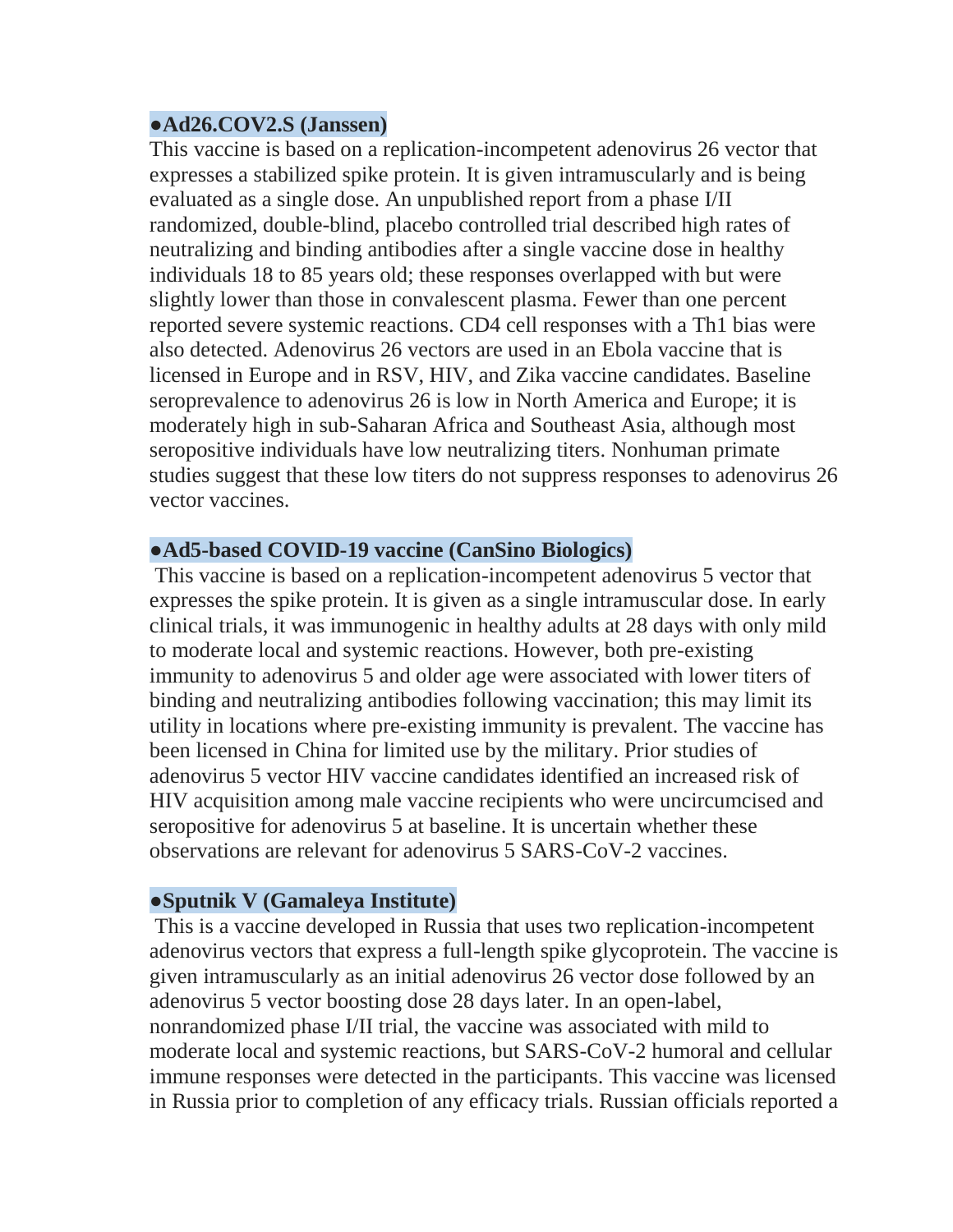**●Ad26.COV2.S (Janssen)**

This vaccine is based on a replication-incompetent adenovirus 26 vector that expresses a stabilized spike protein. It is given intramuscularly and is being evaluated as a single dose. An unpublished report from a phase I/II randomized, double-blind, placebo controlled trial described high rates of neutralizing and binding antibodies after a single vaccine dose in healthy individuals 18 to 85 years old; these responses overlapped with but were slightly lower than those in convalescent plasma. Fewer than one percent reported severe systemic reactions. CD4 cell responses with a Th1 bias were also detected. Adenovirus 26 vectors are used in an Ebola vaccine that is licensed in Europe and in RSV, HIV, and Zika vaccine candidates. Baseline seroprevalence to adenovirus 26 is low in North America and Europe; it is moderately high in sub-Saharan Africa and Southeast Asia, although most seropositive individuals have low neutralizing titers. Nonhuman primate studies suggest that these low titers do not suppress responses to adenovirus 26 vector vaccines.

**●Ad5-based COVID-19 vaccine (CanSino Biologics)**

This vaccine is based on a replication-incompetent adenovirus 5 vector that expresses the spike protein. It is given as a single intramuscular dose. In early clinical trials, it was immunogenic in healthy adults at 28 days with only mild to moderate local and systemic reactions. However, both pre-existing immunity to adenovirus 5 and older age were associated with lower titers of binding and neutralizing antibodies following vaccination; this may limit its utility in locations where pre-existing immunity is prevalent. The vaccine has been licensed in China for limited use by the military. Prior studies of adenovirus 5 vector HIV vaccine candidates identified an increased risk of HIV acquisition among male vaccine recipients who were uncircumcised and seropositive for adenovirus 5 at baseline. It is uncertain whether these observations are relevant for adenovirus 5 SARS-CoV-2 vaccines.

**●Sputnik V (Gamaleya Institute)**

This is a vaccine developed in Russia that uses two replication-incompetent adenovirus vectors that express a full-length spike glycoprotein. The vaccine is given intramuscularly as an initial adenovirus 26 vector dose followed by an adenovirus 5 vector boosting dose 28 days later. In an open-label, nonrandomized phase I/II trial, the vaccine was associated with mild to moderate local and systemic reactions, but SARS-CoV-2 humoral and cellular immune responses were detected in the participants. This vaccine was licensed in Russia prior to completion of any efficacy trials. Russian officials reported a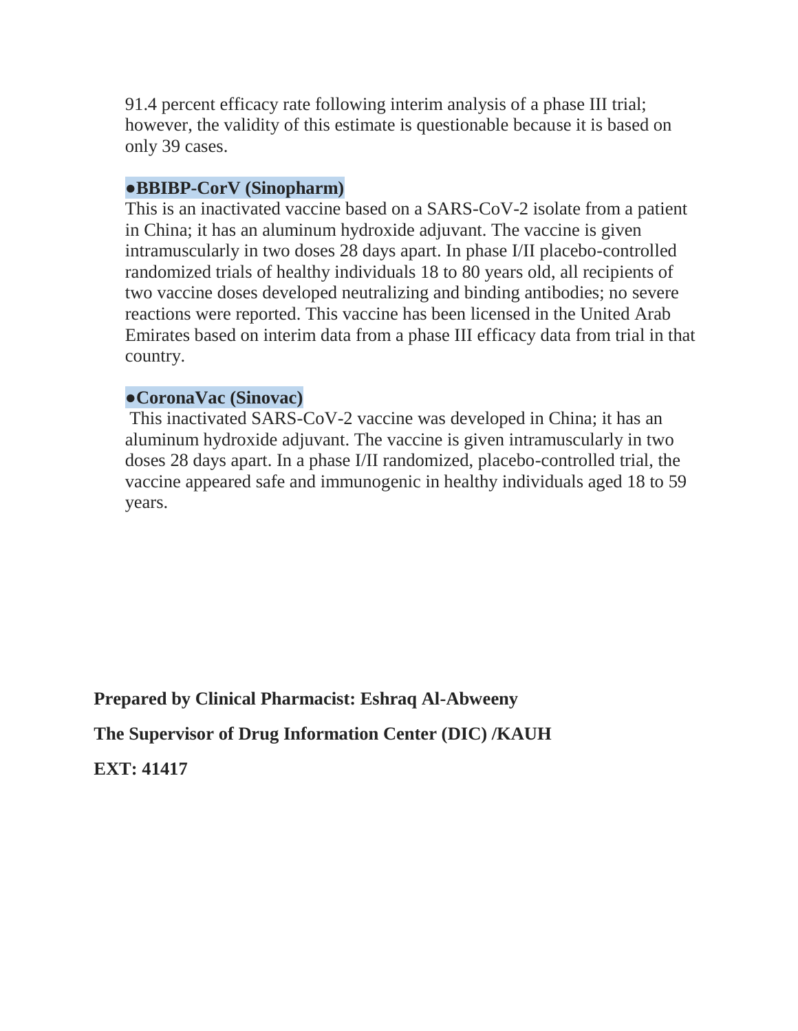91.4 percent efficacy rate following interim analysis of a phase III trial; however, the validity of this estimate is questionable because it is based on only 39 cases.

**●BBIBP-CorV (Sinopharm)**

This is an inactivated vaccine based on a SARS-CoV-2 isolate from a patient in China; it has an aluminum hydroxide adjuvant. The vaccine is given intramuscularly in two doses 28 days apart. In phase I/II placebo-controlled randomized trials of healthy individuals 18 to 80 years old, all recipients of two vaccine doses developed neutralizing and binding antibodies; no severe reactions were reported. This vaccine has been licensed in the United Arab Emirates based on interim data from a phase III efficacy data from trial in that country.

**●CoronaVac (Sinovac)**

This inactivated SARS-CoV-2 vaccine was developed in China; it has an aluminum hydroxide adjuvant. The vaccine is given intramuscularly in two doses 28 days apart. In a phase I/II randomized, placebo-controlled trial, the vaccine appeared safe and immunogenic in healthy individuals aged 18 to 59 years.

**Prepared by Clinical Pharmacist: Eshraq Al-Abweeny**

**The Supervisor of Drug Information Center (DIC) /KAUH**

**EXT: 41417**